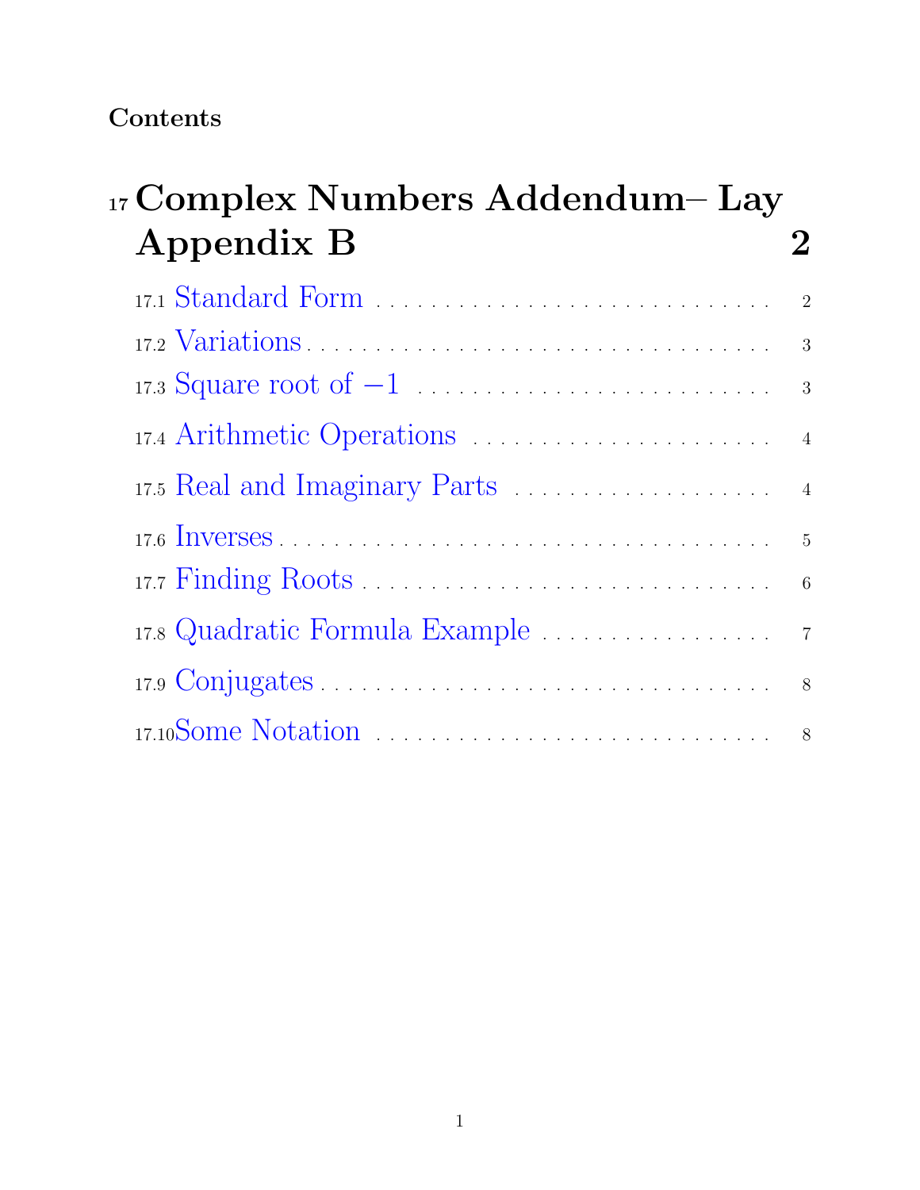**Contents**

**17 Complex Numbers Addendum– Lay Appendix B** **2**

- 17.1 Standard Form . . . . . . . . . . . . . . . . . . . . . . . . . . . . . . 2
- 17.2 Variations . . . . . . . . . . . . . . . . . . . . . . . . . . . . . . . . . 3
- 17.3 Square root of $-1$ . . . . . . . . . . . . . . . . . . . . . . . . . . 3
- 17.4 Arithmetic Operations . . . . . . . . . . . . . . . . . . . . . . . . 4
- 17.5 Real and Imaginary Parts . . . . . . . . . . . . . . . . . . . . . 4
- 17.6 Inverses . . . . . . . . . . . . . . . . . . . . . . . . . . . . . . . . . . 5
- 17.7 Finding Roots . . . . . . . . . . . . . . . . . . . . . . . . . . . . . . 6
- 17.8 Quadratic Formula Example . . . . . . . . . . . . . . . . . . . 7
- 17.9 Conjugates . . . . . . . . . . . . . . . . . . . . . . . . . . . . . . . . 8
- 17.10 Some Notation . . . . . . . . . . . . . . . . . . . . . . . . . . . . . 8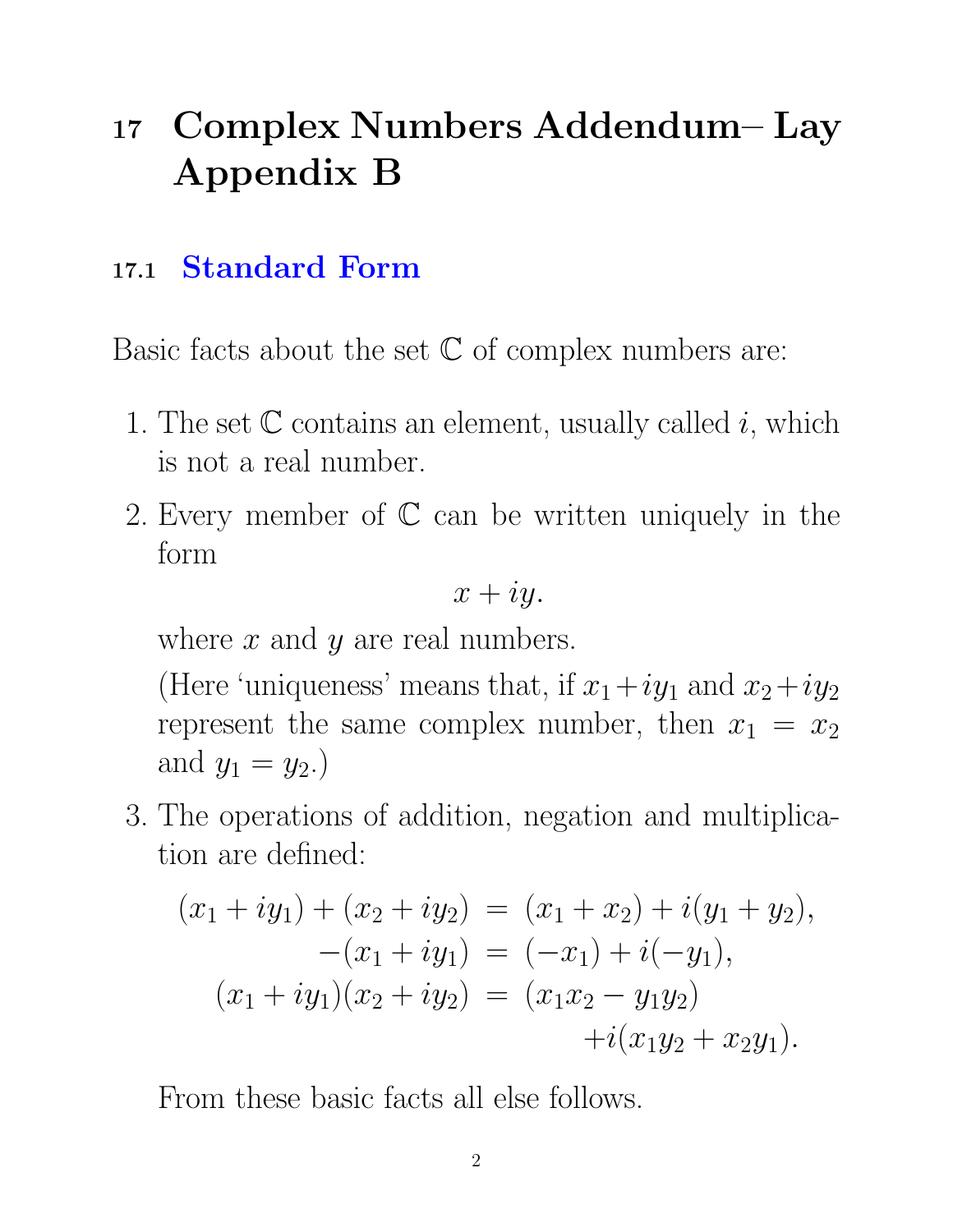# 17 Complex Numbers Addendum– Lay Appendix B

## 17.1 Standard Form

Basic facts about the set $\mathbb{C}$ of complex numbers are:

1. The set $\mathbb{C}$ contains an element, usually called $i$, which is not a real number.
2. Every member of $\mathbb{C}$ can be written uniquely in the form

   $$x + iy.$$

   where $x$ and $y$ are real numbers.

   (Here 'uniqueness' means that, if $x_1 + iy_1$ and $x_2 + iy_2$ represent the same complex number, then $x_1 = x_2$ and $y_1 = y_2$.)
3. The operations of addition, negation and multiplication are defined:

   $$\begin{aligned} (x_1 + iy_1) + (x_2 + iy_2) &= (x_1 + x_2) + i(y_1 + y_2), \\ -(x_1 + iy_1) &= (-x_1) + i(-y_1), \\ (x_1 + iy_1)(x_2 + iy_2) &= (x_1 x_2 - y_1 y_2) \\ &\quad + i(x_1 y_2 + x_2 y_1). \end{aligned}$$

   From these basic facts all else follows.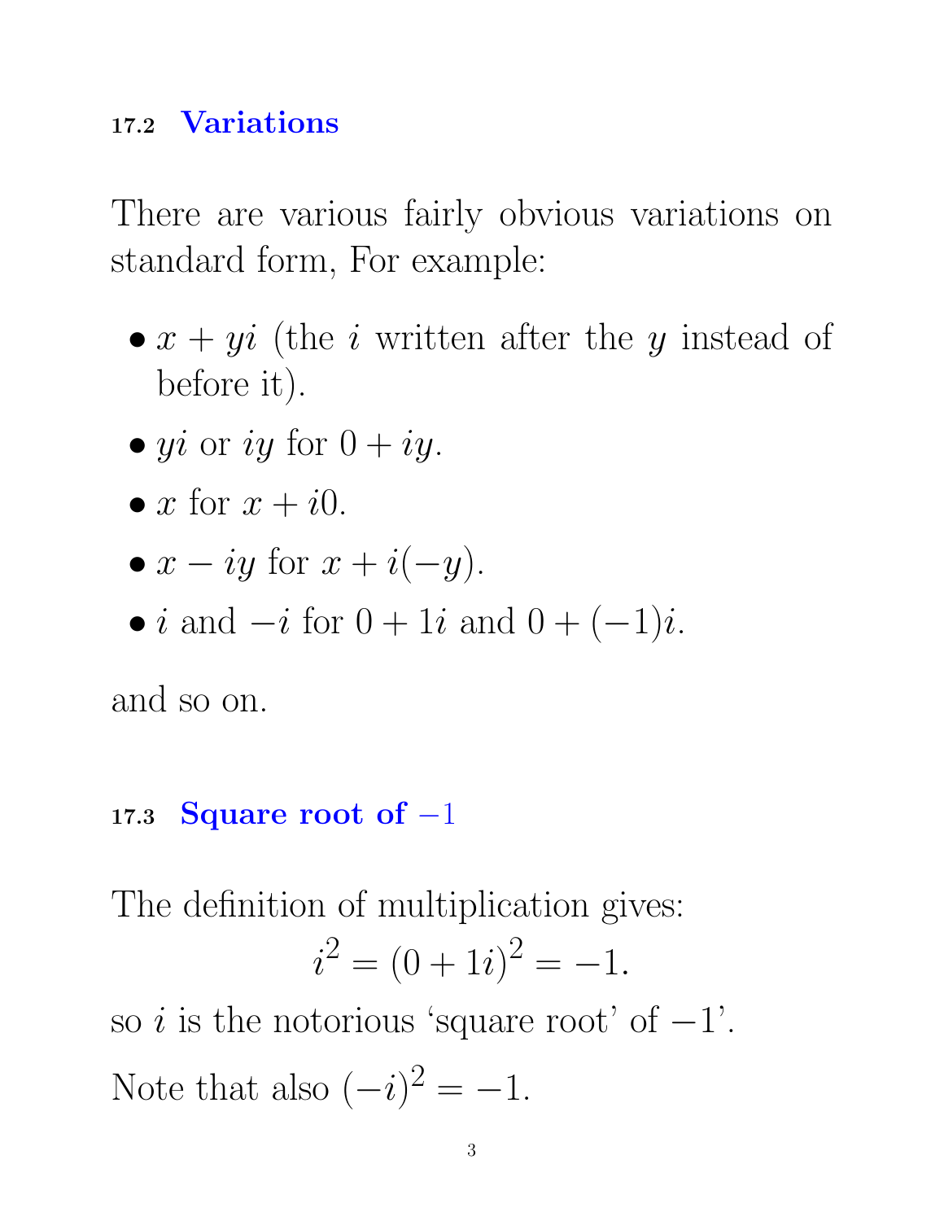## 17.2 Variations

There are various fairly obvious variations on standard form, For example:

- $x + yi$ (the $i$ written after the $y$ instead of before it).
- $yi$ or $iy$ for $0 + iy$.
- $x$ for $x + i0$.
- $x - iy$ for $x + i(-y)$.
- $i$ and $-i$ for $0 + 1i$ and $0 + (-1)i$.

and so on.

## 17.3 Square root of $-1$

The definition of multiplication gives:

$$i^2 = (0 + 1i)^2 = -1.$$

so $i$ is the notorious 'square root' of $-1$'.

Note that also $(-i)^2 = -1$.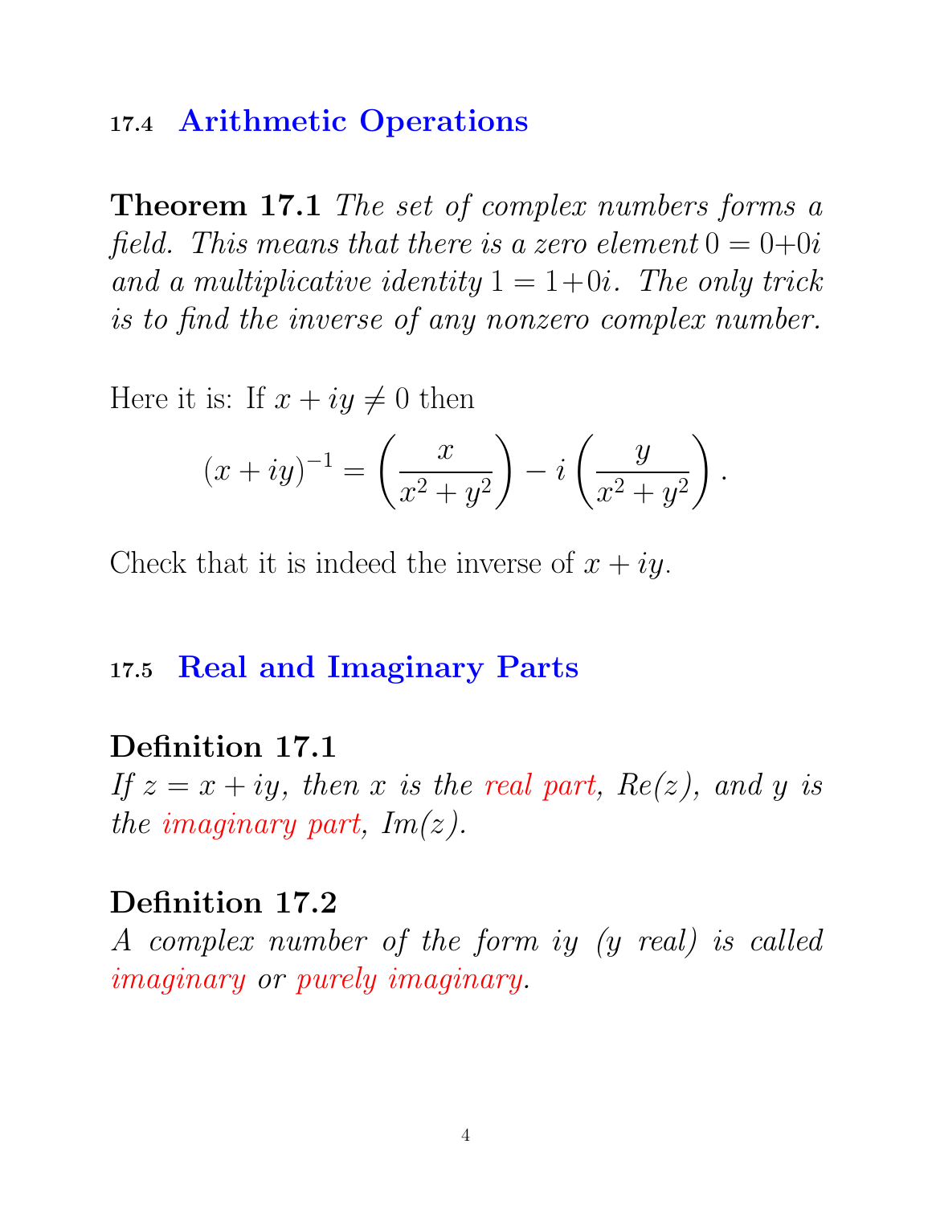## 17.4 Arithmetic Operations

**Theorem 17.1** *The set of complex numbers forms a field. This means that there is a zero element* $0 = 0 + 0i$ *and a multiplicative identity* $1 = 1 + 0i$*. The only trick is to find the inverse of any nonzero complex number.*

Here it is: If $x + iy \neq 0$ then

$$(x+iy)^{-1} = \left(\frac{x}{x^2+y^2}\right) - i\left(\frac{y}{x^2+y^2}\right).$$

Check that it is indeed the inverse of $x + iy$.

## 17.5 Real and Imaginary Parts

**Definition 17.1**
*If* $z = x + iy$*, then* $x$ *is the real part, Re(z), and* $y$ *is the imaginary part, Im(z).*

**Definition 17.2**
*A complex number of the form* $iy$ *(*$y$ *real) is called imaginary or purely imaginary.*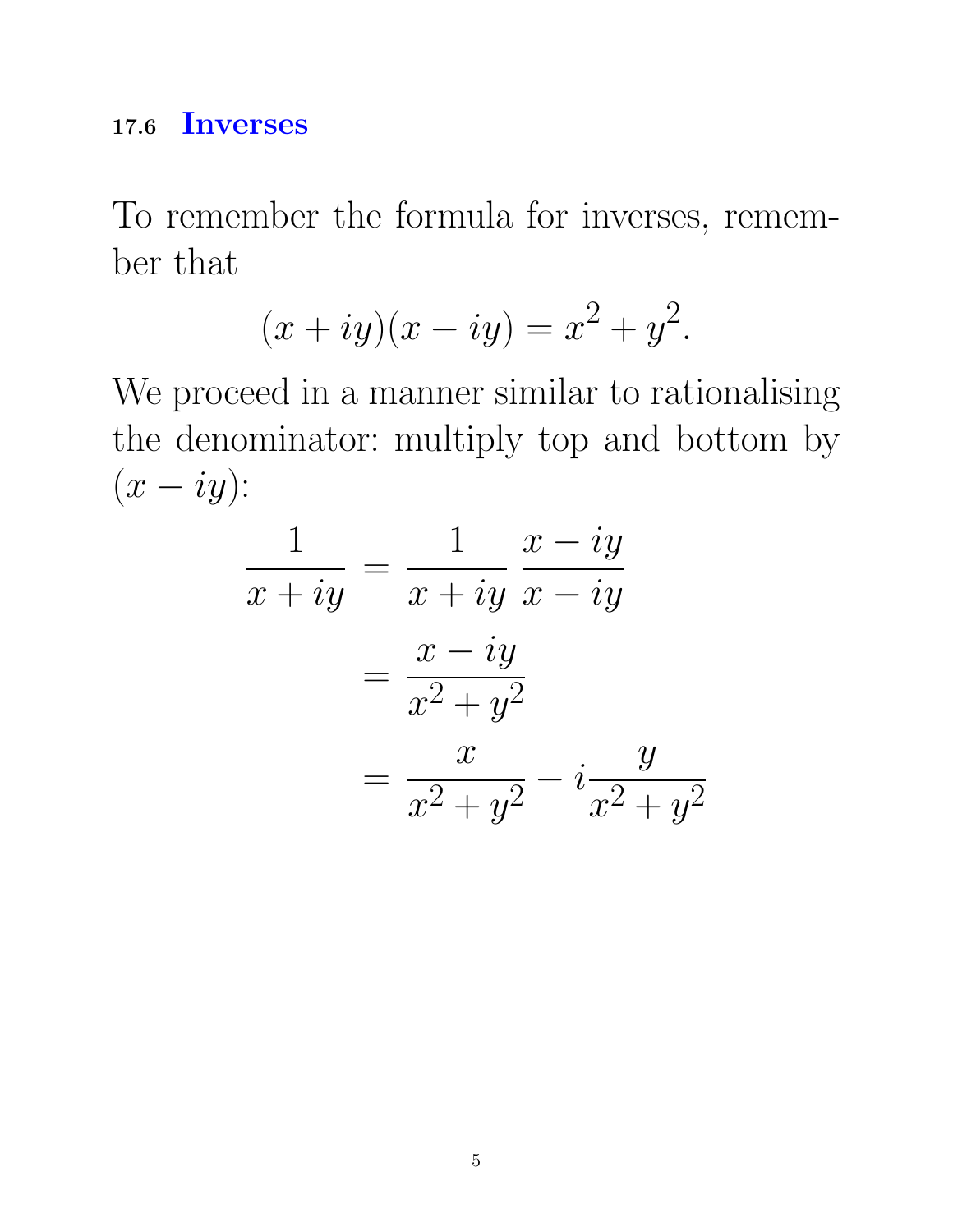### 17.6 Inverses

To remember the formula for inverses, remember that

$$(x + iy)(x - iy) = x^2 + y^2.$$

We proceed in a manner similar to rationalising the denominator: multiply top and bottom by $(x - iy)$:

$$\begin{aligned}
\frac{1}{x + iy} &= \frac{1}{x + iy} \, \frac{x - iy}{x - iy} \\
&= \frac{x - iy}{x^2 + y^2} \\
&= \frac{x}{x^2 + y^2} - i\frac{y}{x^2 + y^2}
\end{aligned}$$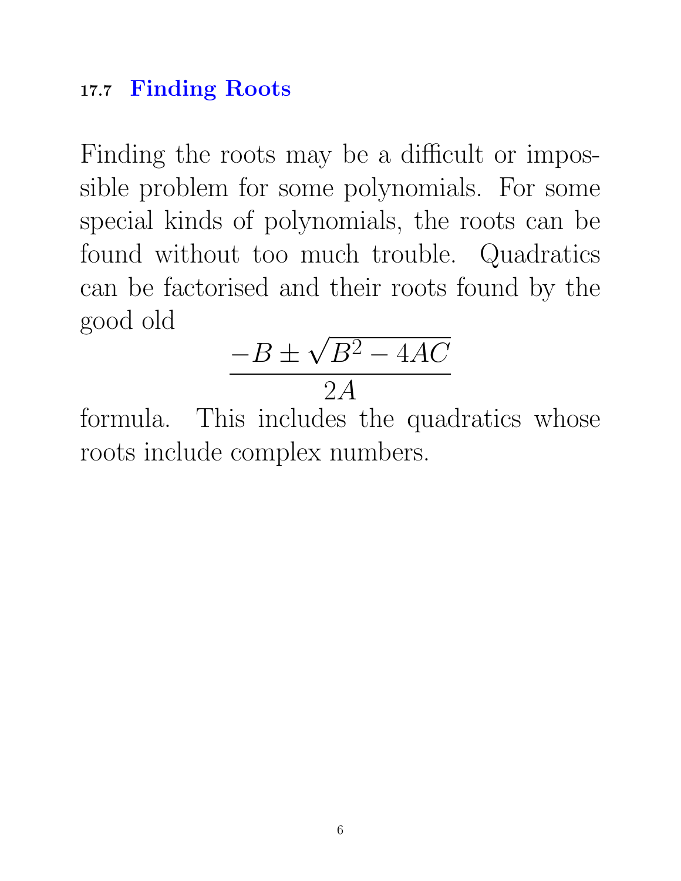## 17.7 Finding Roots

Finding the roots may be a difficult or impossible problem for some polynomials. For some special kinds of polynomials, the roots can be found without too much trouble. Quadratics can be factorised and their roots found by the good old

$$\frac{-B \pm \sqrt{B^2 - 4AC}}{2A}$$

formula. This includes the quadratics whose roots include complex numbers.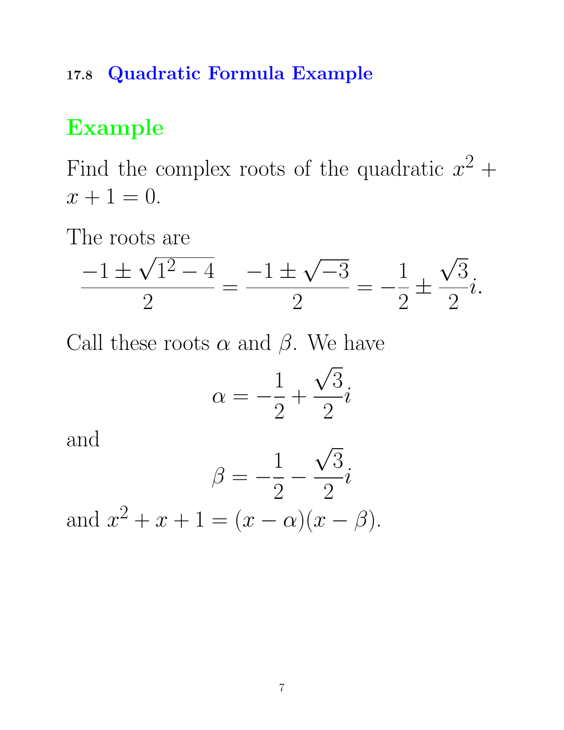### 17.8 Quadratic Formula Example

## Example

Find the complex roots of the quadratic $x^2 + x + 1 = 0$.

The roots are

$$\frac{-1 \pm \sqrt{1^2 - 4}}{2} = \frac{-1 \pm \sqrt{-3}}{2} = -\frac{1}{2} \pm \frac{\sqrt{3}}{2}i.$$

Call these roots $\alpha$ and $\beta$. We have

$$\alpha = -\frac{1}{2} + \frac{\sqrt{3}}{2}i$$

and

$$\beta = -\frac{1}{2} - \frac{\sqrt{3}}{2}i$$

and $x^2 + x + 1 = (x - \alpha)(x - \beta)$.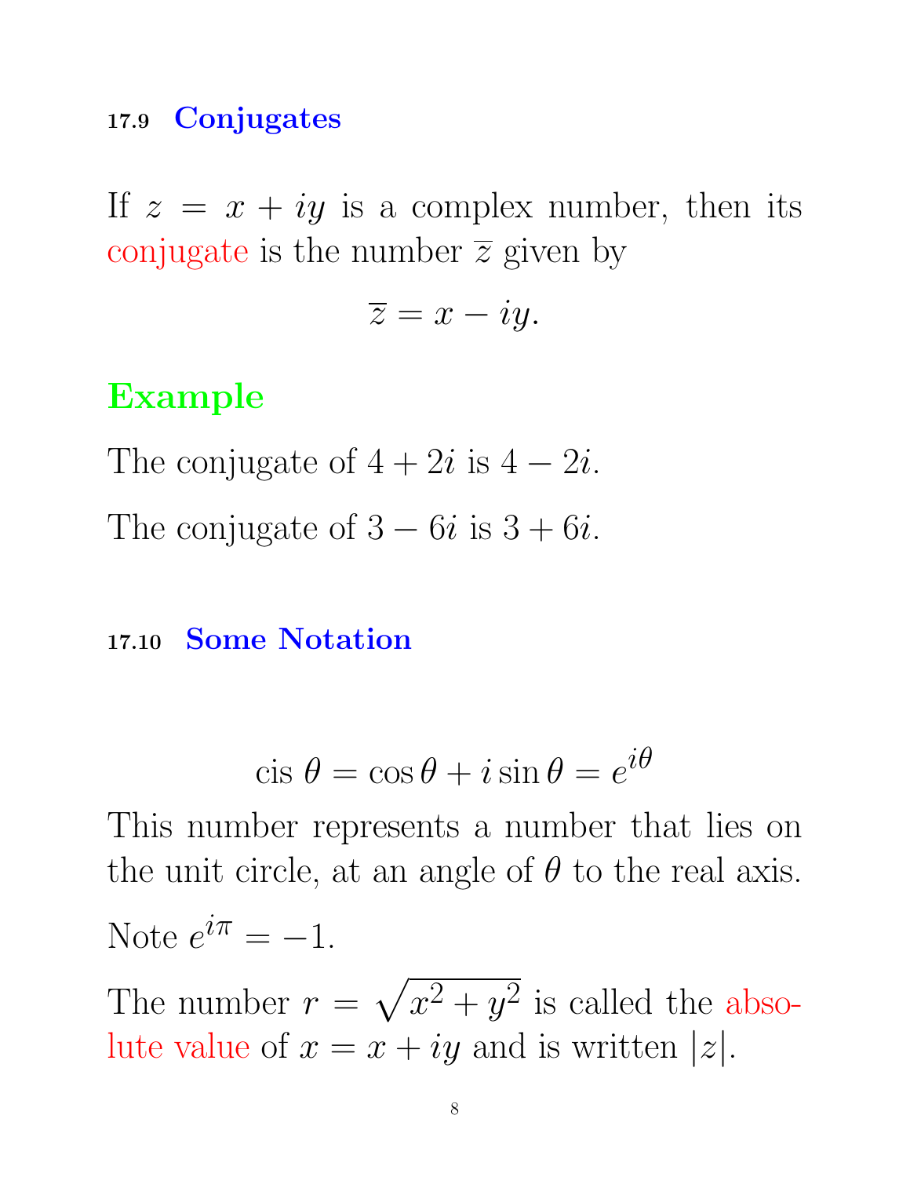### 17.9 Conjugates

If $z = x + iy$ is a complex number, then its conjugate is the number $\overline{z}$ given by

$$\overline{z} = x - iy.$$

**Example**

The conjugate of $4 + 2i$ is $4 - 2i$.

The conjugate of $3 - 6i$ is $3 + 6i$.

### 17.10 Some Notation

$$\text{cis } \theta = \cos\theta + i\sin\theta = e^{i\theta}$$

This number represents a number that lies on the unit circle, at an angle of $\theta$ to the real axis.

Note $e^{i\pi} = -1$.

The number $r = \sqrt{x^2 + y^2}$ is called the absolute value of $x = x + iy$ and is written $|z|$.